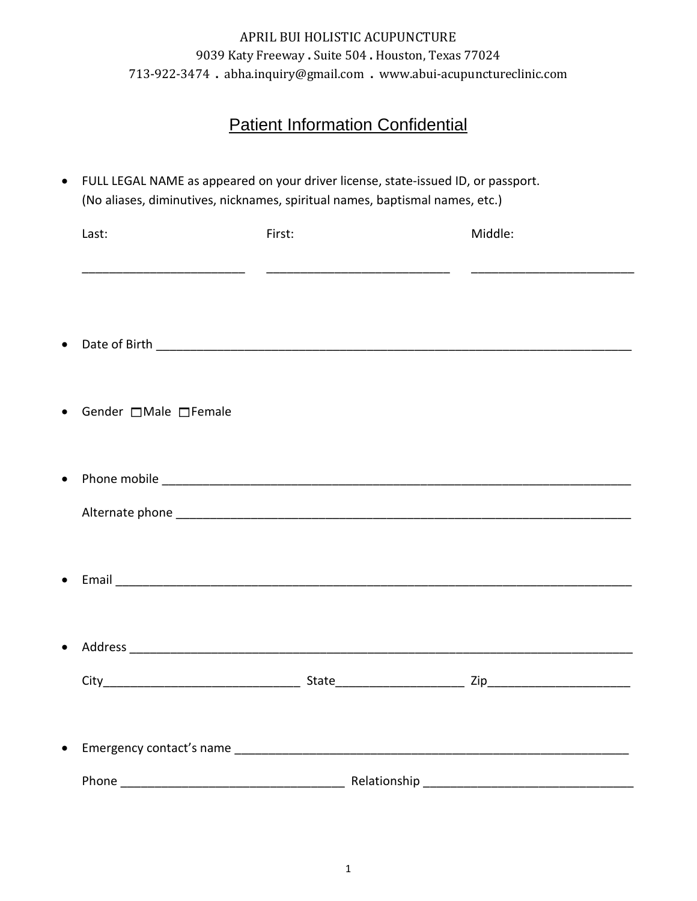APRIL BUI HOLISTIC ACUPUNCTURE

9039 Katy Freeway . Suite 504 . Houston, Texas 77024

713-922-3474 . abha.inquiry@gmail.com . www.abui-acupunctureclinic.com

# Patient Information Confidential

- FULL LEGAL NAME as appeared on your driver license, state-issued ID, or passport. (No aliases, diminutives, nicknames, spiritual names, baptismal names, etc.)

  Last: _________________________ First: ____________________________ Middle: _________________________

- Date of Birth ________________________________________________________________________

- Gender ☐Male ☐Female

- Phone mobile ________________________________________________________________________

  Alternate phone ______________________________________________________________________

- Email _____________________________________________________________________________

- Address ___________________________________________________________________________

  City______________________________ State___________________ Zip_____________________

- Emergency contact's name ____________________________________________________________

  Phone _________________________________ Relationship _______________________________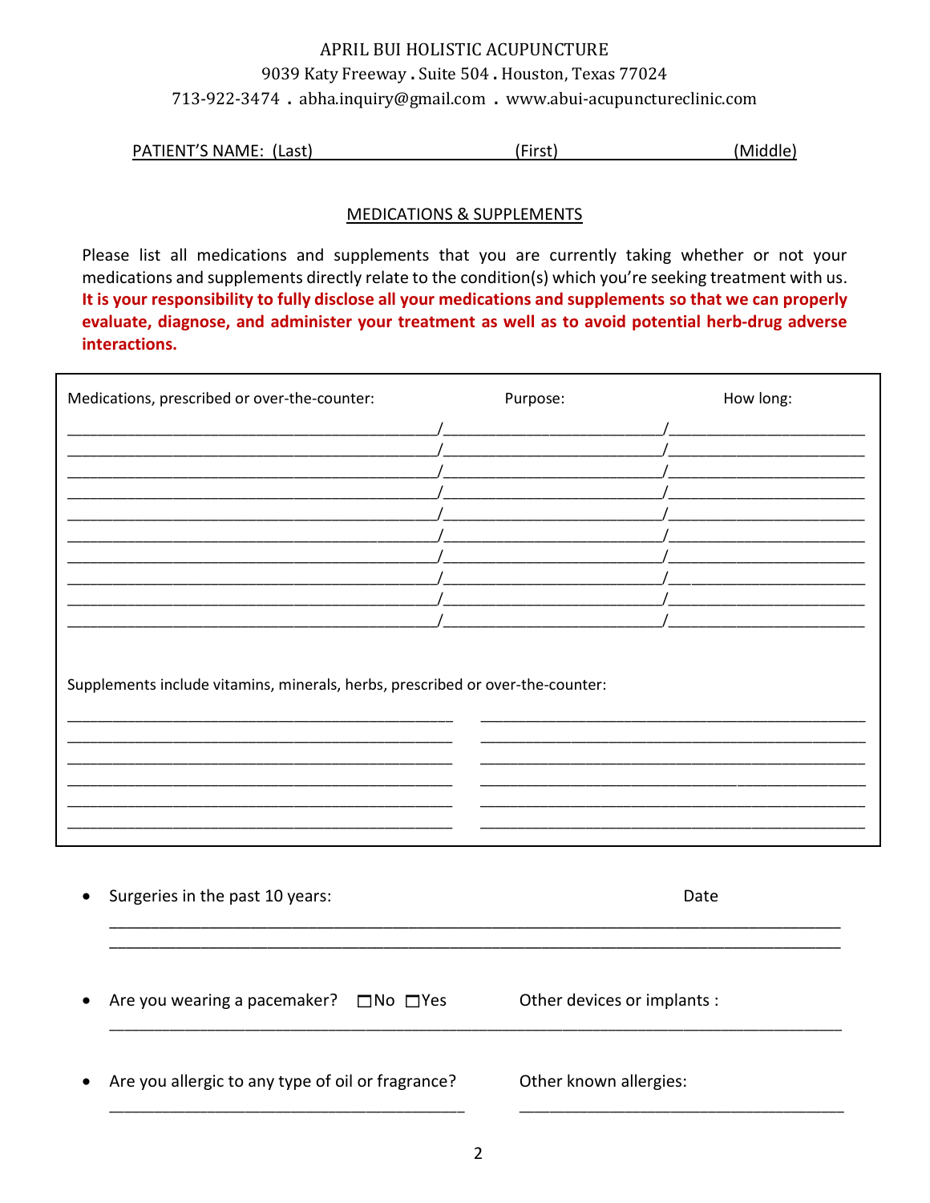APRIL BUI HOLISTIC ACUPUNCTURE
9039 Katy Freeway . Suite 504 . Houston, Texas 77024
713-922-3474 . abha.inquiry@gmail.com . www.abui-acupunctureclinic.com

PATIENT'S NAME: (Last)________________________ (First)____________________ (Middle)

## MEDICATIONS & SUPPLEMENTS

Please list all medications and supplements that you are currently taking whether or not your medications and supplements directly relate to the condition(s) which you're seeking treatment with us. **It is your responsibility to fully disclose all your medications and supplements so that we can properly evaluate, diagnose, and administer your treatment as well as to avoid potential herb-drug adverse interactions.**

| Medications, prescribed or over-the-counter: | Purpose: | How long: |
|---|---|---|
| | | |
| | | |
| | | |
| | | |
| | | |
| | | |
| | | |
| | | |
| | | |
| | | |

Supplements include vitamins, minerals, herbs, prescribed or over-the-counter:

| | |
|---|---|
| | |
| | |
| | |
| | |
| | |
| | |

- Surgeries in the past 10 years: Date
  ________________________________________________________________
  ________________________________________________________________

- Are you wearing a pacemaker? ☐No ☐Yes Other devices or implants :
  ________________________________________________________________

- Are you allergic to any type of oil or fragrance? Other known allergies:
  ______________________________ ______________________________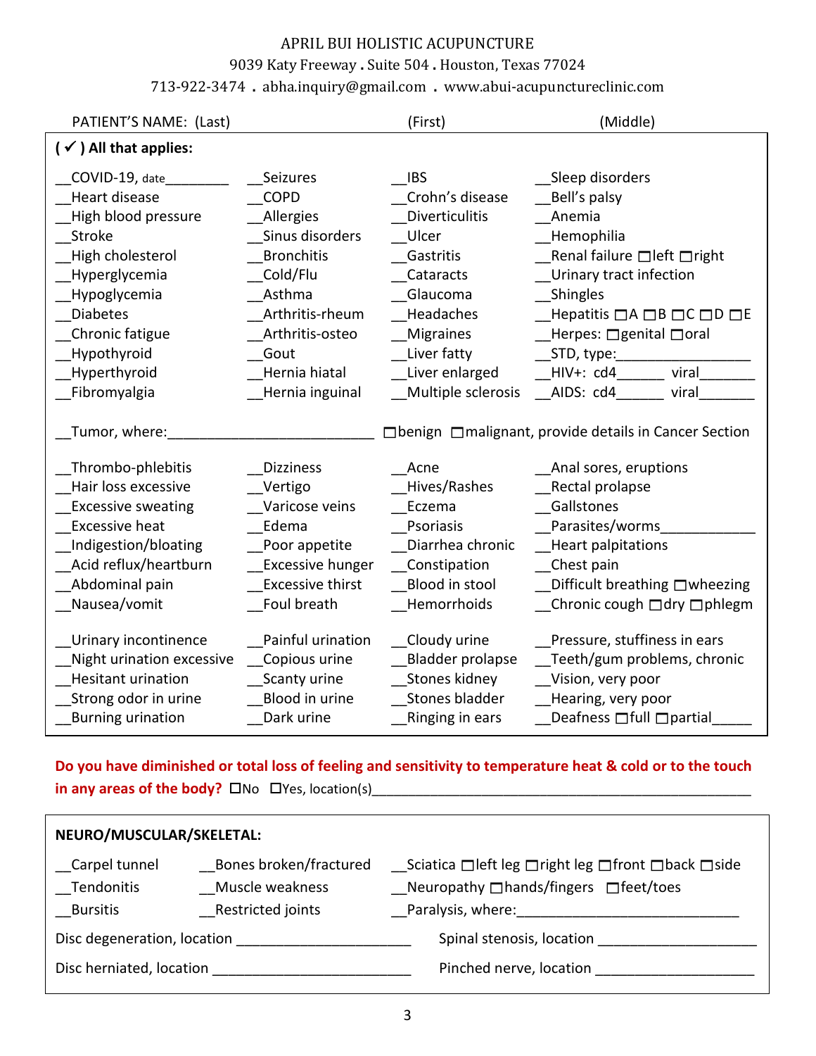APRIL BUI HOLISTIC ACUPUNCTURE

9039 Katy Freeway . Suite 504 . Houston, Texas 77024

713-922-3474 . abha.inquiry@gmail.com . www.abui-acupunctureclinic.com

PATIENT'S NAME: (Last) (First) (Middle)

**( ✓ ) All that applies:**

| | | | |
|---|---|---|---|
| __COVID-19, date________ | __Seizures | __IBS | __Sleep disorders |
| __Heart disease | __COPD | __Crohn's disease | __Bell's palsy |
| __High blood pressure | __Allergies | __Diverticulitis | __Anemia |
| __Stroke | __Sinus disorders | __Ulcer | __Hemophilia |
| __High cholesterol | __Bronchitis | __Gastritis | __Renal failure ☐left ☐right |
| __Hyperglycemia | __Cold/Flu | __Cataracts | __Urinary tract infection |
| __Hypoglycemia | __Asthma | __Glaucoma | __Shingles |
| __Diabetes | __Arthritis-rheum | __Headaches | __Hepatitis ☐A ☐B ☐C ☐D ☐E |
| __Chronic fatigue | __Arthritis-osteo | __Migraines | __Herpes: ☐genital ☐oral |
| __Hypothyroid | __Gout | __Liver fatty | __STD, type:________________ |
| __Hyperthyroid | __Hernia hiatal | __Liver enlarged | __HIV+: cd4______ viral_______ |
| __Fibromyalgia | __Hernia inguinal | __Multiple sclerosis | __AIDS: cd4______ viral_______ |

__Tumor, where:__________________________ ☐benign ☐malignant, provide details in Cancer Section

| | | | |
|---|---|---|---|
| __Thrombo-phlebitis | __Dizziness | __Acne | __Anal sores, eruptions |
| __Hair loss excessive | __Vertigo | __Hives/Rashes | __Rectal prolapse |
| __Excessive sweating | __Varicose veins | __Eczema | __Gallstones |
| __Excessive heat | __Edema | __Psoriasis | __Parasites/worms____________ |
| __Indigestion/bloating | __Poor appetite | __Diarrhea chronic | __Heart palpitations |
| __Acid reflux/heartburn | __Excessive hunger | __Constipation | __Chest pain |
| __Abdominal pain | __Excessive thirst | __Blood in stool | __Difficult breathing ☐wheezing |
| __Nausea/vomit | __Foul breath | __Hemorrhoids | __Chronic cough ☐dry ☐phlegm |

| | | | |
|---|---|---|---|
| __Urinary incontinence | __Painful urination | __Cloudy urine | __Pressure, stuffiness in ears |
| __Night urination excessive | __Copious urine | __Bladder prolapse | __Teeth/gum problems, chronic |
| __Hesitant urination | __Scanty urine | __Stones kidney | __Vision, very poor |
| __Strong odor in urine | __Blood in urine | __Stones bladder | __Hearing, very poor |
| __Burning urination | __Dark urine | __Ringing in ears | __Deafness ☐full ☐partial_____ |

**Do you have diminished or total loss of feeling and sensitivity to temperature heat & cold or to the touch in any areas of the body?** ☐No ☐Yes, location(s)__________________________________________________

**NEURO/MUSCULAR/SKELETAL:**

| | | |
|---|---|---|
| __Carpel tunnel | __Bones broken/fractured | __Sciatica ☐left leg ☐right leg ☐front ☐back ☐side |
| __Tendonitis | __Muscle weakness | __Neuropathy ☐hands/fingers ☐feet/toes |
| __Bursitis | __Restricted joints | __Paralysis, where:____________________________ |

Disc degeneration, location ______________________ Spinal stenosis, location ____________________

Disc herniated, location ________________________ Pinched nerve, location ____________________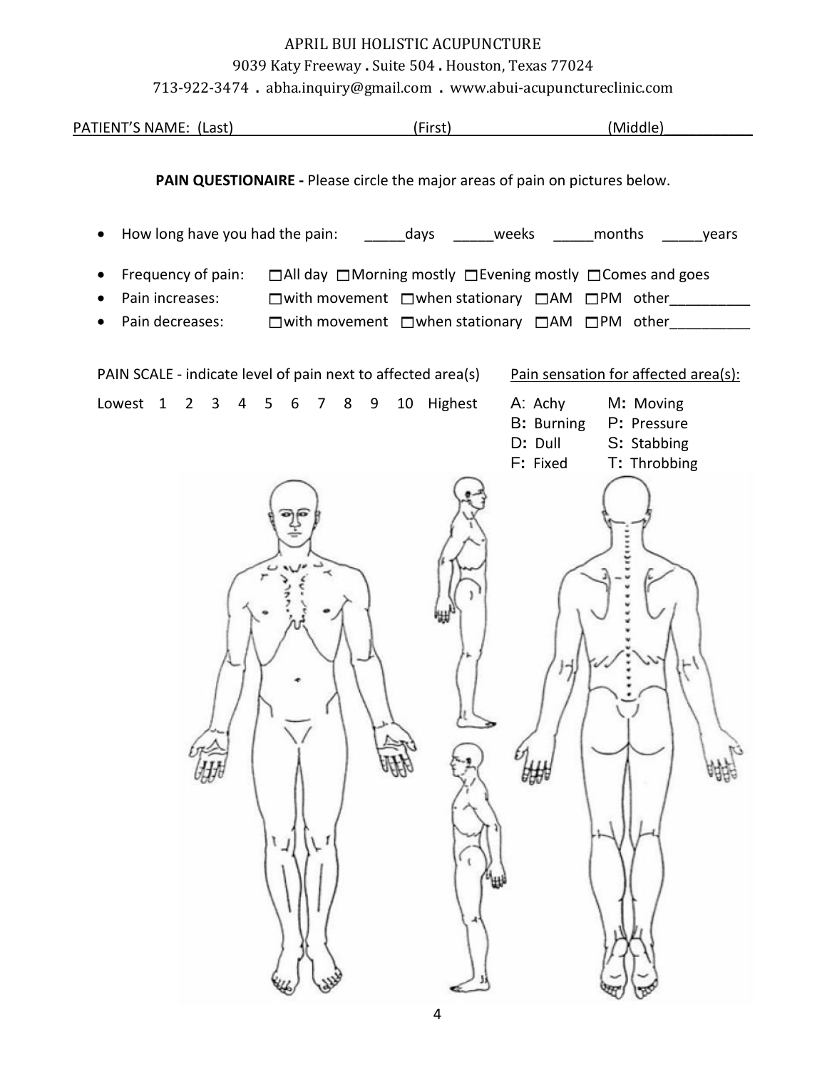APRIL BUI HOLISTIC ACUPUNCTURE

9039 Katy Freeway . Suite 504 . Houston, Texas 77024

713-922-3474 . abha.inquiry@gmail.com . www.abui-acupunctureclinic.com

PATIENT'S NAME: (Last)\_\_\_\_\_\_\_\_\_\_\_\_\_\_\_\_\_\_\_\_ (First)\_\_\_\_\_\_\_\_\_\_\_\_\_\_\_\_\_\_\_\_ (Middle)\_\_\_\_\_\_\_\_\_\_\_

**PAIN QUESTIONAIRE -** Please circle the major areas of pain on pictures below.

- How long have you had the pain: \_\_\_\_\_days \_\_\_\_\_weeks \_\_\_\_\_months \_\_\_\_\_years
- Frequency of pain: ☐All day ☐Morning mostly ☐Evening mostly ☐Comes and goes
- Pain increases: ☐with movement ☐when stationary ☐AM ☐PM other\_\_\_\_\_\_\_\_\_\_
- Pain decreases: ☐with movement ☐when stationary ☐AM ☐PM other\_\_\_\_\_\_\_\_\_\_

PAIN SCALE - indicate level of pain next to affected area(s)

Lowest 1 2 3 4 5 6 7 8 9 10 Highest

Pain sensation for affected area(s):

| | |
|---|---|
| A: Achy | M: Moving |
| B: Burning | P: Pressure |
| D: Dull | S: Stabbing |
| F: Fixed | T: Throbbing |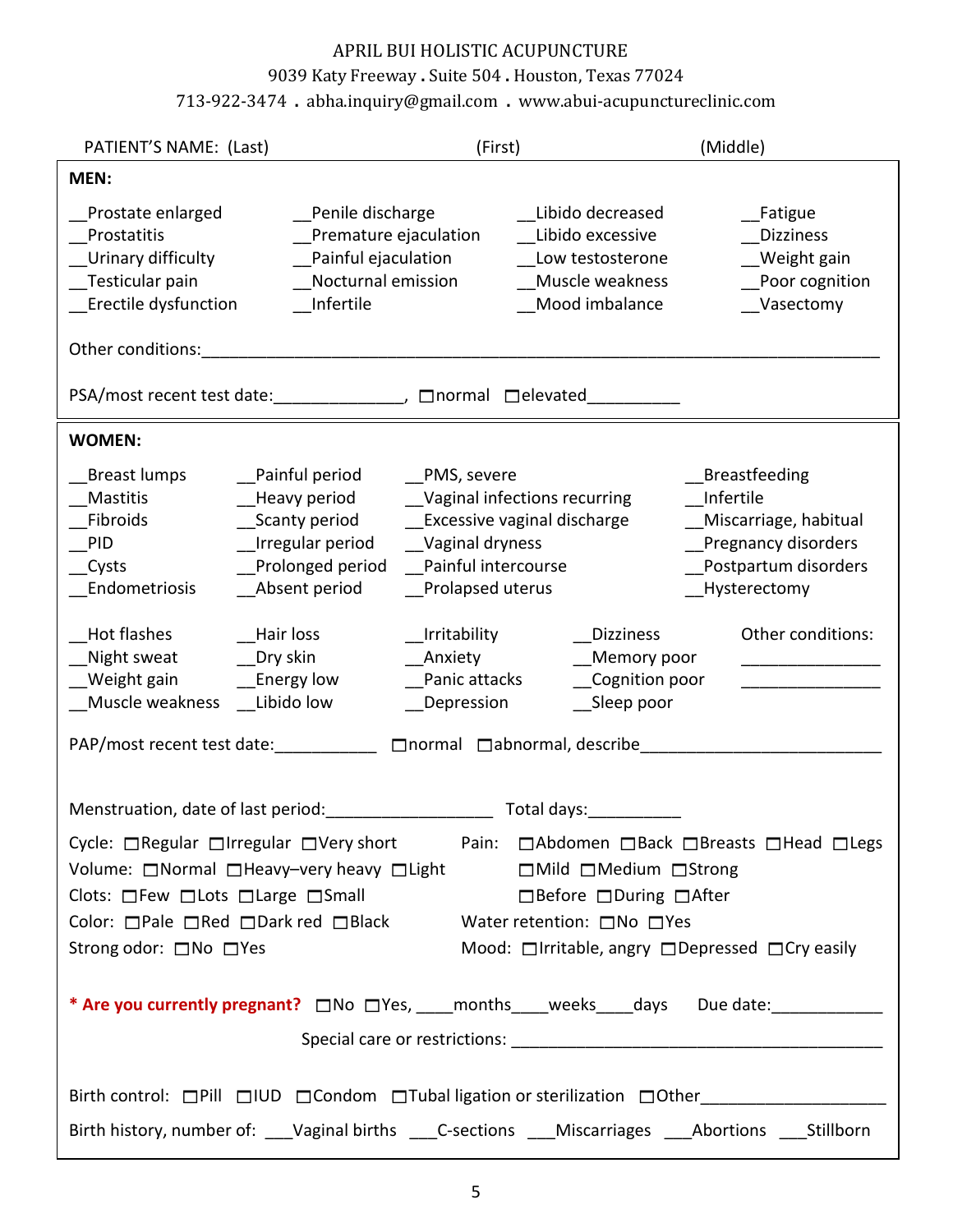APRIL BUI HOLISTIC ACUPUNCTURE

9039 Katy Freeway . Suite 504 . Houston, Texas 77024

713-922-3474 . abha.inquiry@gmail.com . www.abui-acupunctureclinic.com

PATIENT'S NAME: (Last) (First) (Middle)

**MEN:**

| | | | |
|---|---|---|---|
| __Prostate enlarged | __Penile discharge | __Libido decreased | __Fatigue |
| __Prostatitis | __Premature ejaculation | __Libido excessive | __Dizziness |
| __Urinary difficulty | __Painful ejaculation | __Low testosterone | __Weight gain |
| __Testicular pain | __Nocturnal emission | __Muscle weakness | __Poor cognition |
| __Erectile dysfunction | __Infertile | __Mood imbalance | __Vasectomy |

Other conditions:___________________________________________________________________________

PSA/most recent test date:______________, ☐normal ☐elevated__________

**WOMEN:**

| | | | |
|---|---|---|---|
| __Breast lumps | __Painful period | __PMS, severe | __Breastfeeding |
| __Mastitis | __Heavy period | __Vaginal infections recurring | __Infertile |
| __Fibroids | __Scanty period | __Excessive vaginal discharge | __Miscarriage, habitual |
| __PID | __Irregular period | __Vaginal dryness | __Pregnancy disorders |
| __Cysts | __Prolonged period | __Painful intercourse | __Postpartum disorders |
| __Endometriosis | __Absent period | __Prolapsed uterus | __Hysterectomy |

| | | | | |
|---|---|---|---|---|
| __Hot flashes | __Hair loss | __Irritability | __Dizziness | Other conditions: |
| __Night sweat | __Dry skin | __Anxiety | __Memory poor | _______________ |
| __Weight gain | __Energy low | __Panic attacks | __Cognition poor | _______________ |
| __Muscle weakness | __Libido low | __Depression | __Sleep poor | |

PAP/most recent test date:___________ ☐normal ☐abnormal, describe__________________________

Menstruation, date of last period:__________________ Total days:__________

Cycle: ☐Regular ☐Irregular ☐Very short

Volume: ☐Normal ☐Heavy–very heavy ☐Light

Clots: ☐Few ☐Lots ☐Large ☐Small

Color: ☐Pale ☐Red ☐Dark red ☐Black

Strong odor: ☐No ☐Yes

Pain: ☐Abdomen ☐Back ☐Breasts ☐Head ☐Legs

☐Mild ☐Medium ☐Strong

☐Before ☐During ☐After

Water retention: ☐No ☐Yes

Mood: ☐Irritable, angry ☐Depressed ☐Cry easily

**\* Are you currently pregnant?** ☐No ☐Yes, ____months____weeks____days Due date:____________

Special care or restrictions: __________________________________________

Birth control: ☐Pill ☐IUD ☐Condom ☐Tubal ligation or sterilization ☐Other____________________

Birth history, number of: ___Vaginal births ___C-sections ___Miscarriages ___Abortions ___Stillborn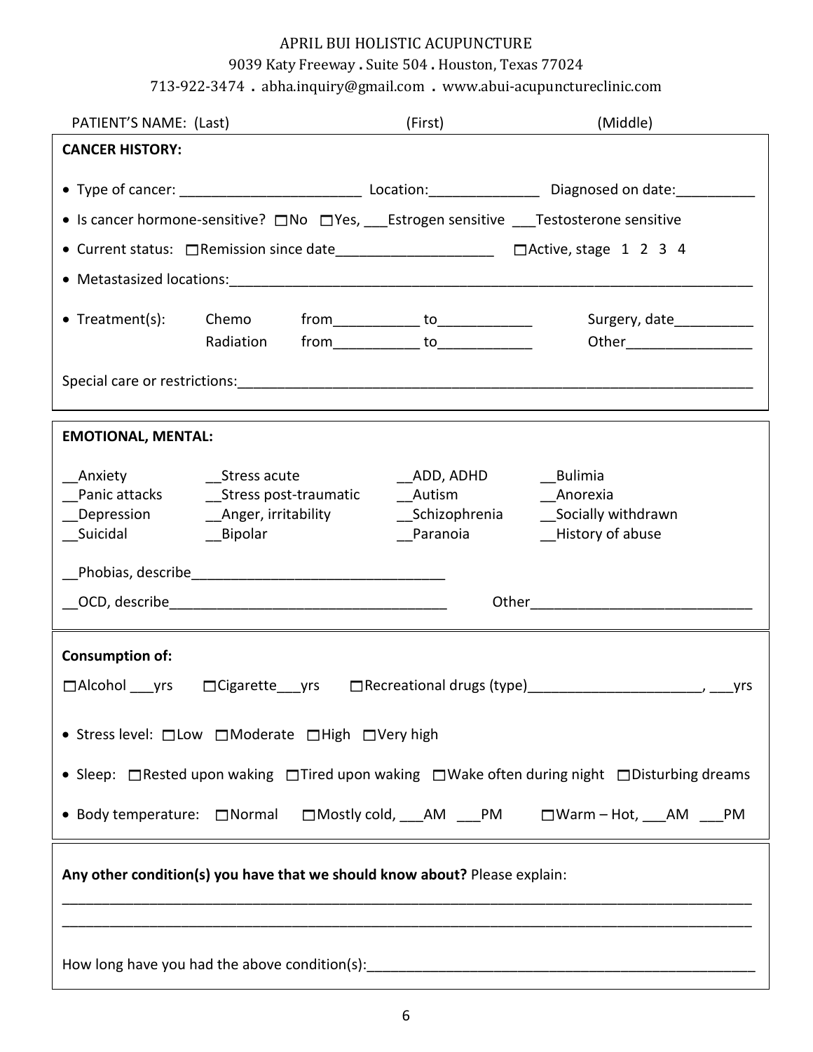APRIL BUI HOLISTIC ACUPUNCTURE

9039 Katy Freeway . Suite 504 . Houston, Texas 77024

713-922-3474 . abha.inquiry@gmail.com . www.abui-acupunctureclinic.com

PATIENT'S NAME: (Last) (First) (Middle)

**CANCER HISTORY:**

- Type of cancer: _______________________ Location:______________ Diagnosed on date:__________
- Is cancer hormone-sensitive? ☐No ☐Yes, ___Estrogen sensitive ___Testosterone sensitive
- Current status: ☐Remission since date____________________ ☐Active, stage 1 2 3 4
- Metastasized locations:_____________________________________________________________________
- Treatment(s): Chemo from___________ to____________ Surgery, date__________
  Radiation from___________ to____________ Other________________

Special care or restrictions:_____________________________________________________________________

**EMOTIONAL, MENTAL:**

__Anxiety
__Panic attacks
__Depression
__Suicidal
__Stress acute
__Stress post-traumatic
__Anger, irritability
__Bipolar
__ADD, ADHD
__Autism
__Schizophrenia
__Paranoia
__Bulimia
__Anorexia
__Socially withdrawn
__History of abuse

__Phobias, describe________________________________

__OCD, describe___________________________________ Other____________________________

**Consumption of:**

☐Alcohol ___yrs ☐Cigarette___yrs ☐Recreational drugs (type)______________________, ___yrs

- Stress level: ☐Low ☐Moderate ☐High ☐Very high
- Sleep: ☐Rested upon waking ☐Tired upon waking ☐Wake often during night ☐Disturbing dreams
- Body temperature: ☐Normal ☐Mostly cold, ___AM ___PM ☐Warm – Hot, ___AM ___PM

**Any other condition(s) you have that we should know about?** Please explain:

______________________________________________________________________________________

______________________________________________________________________________________

How long have you had the above condition(s):__________________________________________________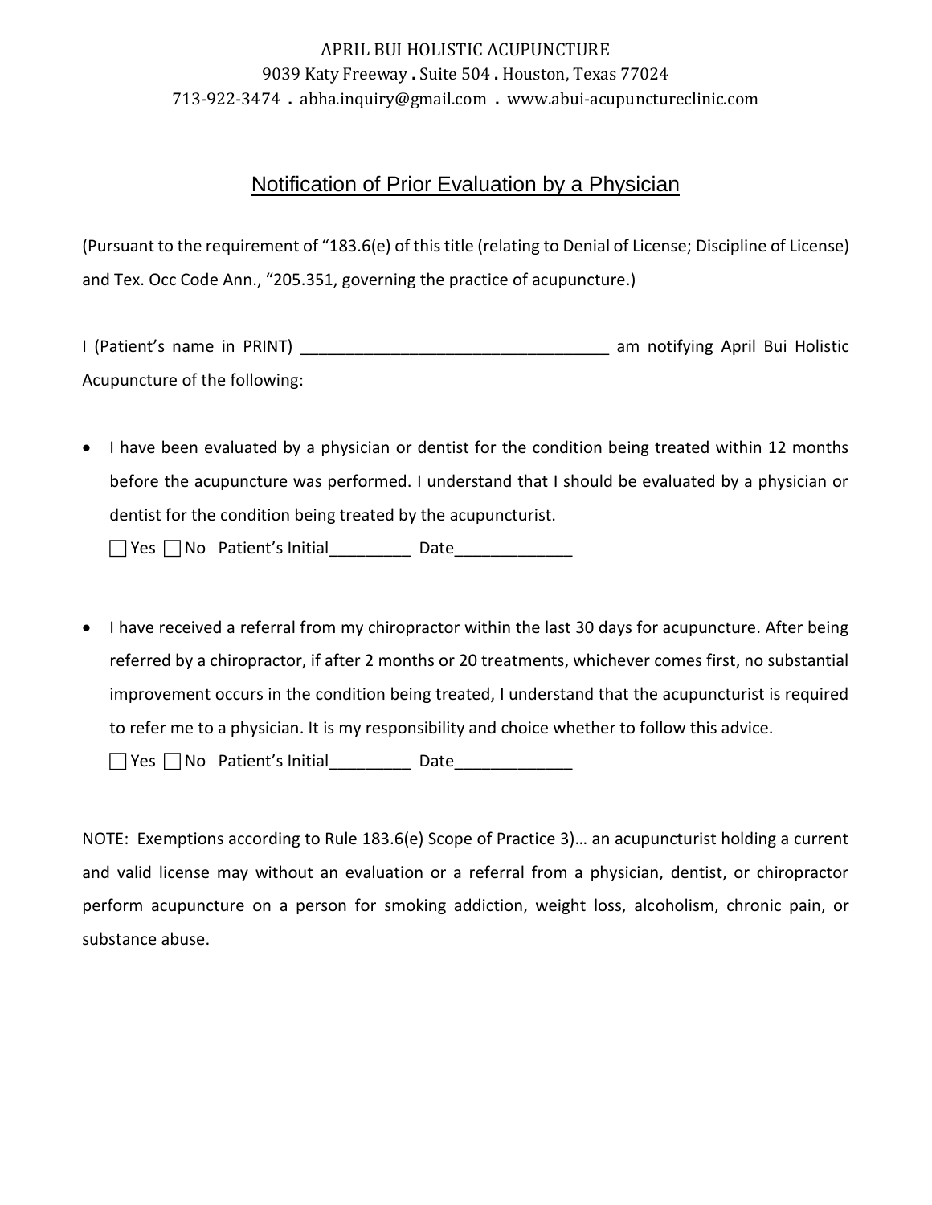APRIL BUI HOLISTIC ACUPUNCTURE
9039 Katy Freeway . Suite 504 . Houston, Texas 77024
713-922-3474 . abha.inquiry@gmail.com . www.abui-acupunctureclinic.com

# Notification of Prior Evaluation by a Physician

(Pursuant to the requirement of "183.6(e) of this title (relating to Denial of License; Discipline of License) and Tex. Occ Code Ann., "205.351, governing the practice of acupuncture.)

I (Patient's name in PRINT) ___________________________________ am notifying April Bui Holistic Acupuncture of the following:

- I have been evaluated by a physician or dentist for the condition being treated within 12 months before the acupuncture was performed. I understand that I should be evaluated by a physician or dentist for the condition being treated by the acupuncturist.

  ☐ Yes ☐ No Patient's Initial_________ Date_____________

- I have received a referral from my chiropractor within the last 30 days for acupuncture. After being referred by a chiropractor, if after 2 months or 20 treatments, whichever comes first, no substantial improvement occurs in the condition being treated, I understand that the acupuncturist is required to refer me to a physician. It is my responsibility and choice whether to follow this advice.

  ☐ Yes ☐ No Patient's Initial_________ Date_____________

NOTE: Exemptions according to Rule 183.6(e) Scope of Practice 3)… an acupuncturist holding a current and valid license may without an evaluation or a referral from a physician, dentist, or chiropractor perform acupuncture on a person for smoking addiction, weight loss, alcoholism, chronic pain, or substance abuse.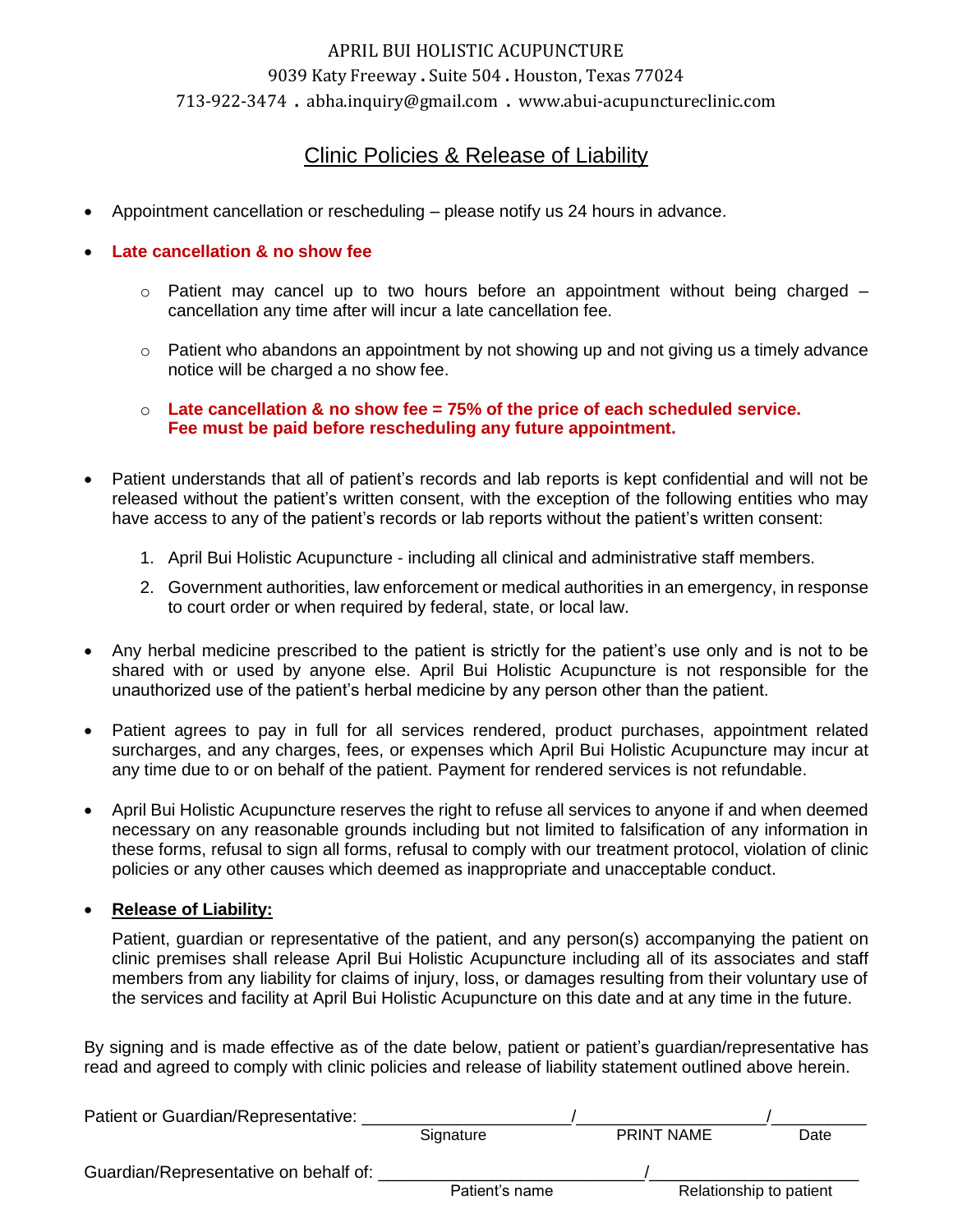APRIL BUI HOLISTIC ACUPUNCTURE
9039 Katy Freeway . Suite 504 . Houston, Texas 77024
713-922-3474 . abha.inquiry@gmail.com . www.abui-acupunctureclinic.com

# Clinic Policies & Release of Liability

- Appointment cancellation or rescheduling – please notify us 24 hours in advance.
- **Late cancellation & no show fee**
  - Patient may cancel up to two hours before an appointment without being charged – cancellation any time after will incur a late cancellation fee.
  - Patient who abandons an appointment by not showing up and not giving us a timely advance notice will be charged a no show fee.
  - **Late cancellation & no show fee = 75% of the price of each scheduled service. Fee must be paid before rescheduling any future appointment.**
- Patient understands that all of patient's records and lab reports is kept confidential and will not be released without the patient's written consent, with the exception of the following entities who may have access to any of the patient's records or lab reports without the patient's written consent:
  1. April Bui Holistic Acupuncture - including all clinical and administrative staff members.
  2. Government authorities, law enforcement or medical authorities in an emergency, in response to court order or when required by federal, state, or local law.
- Any herbal medicine prescribed to the patient is strictly for the patient's use only and is not to be shared with or used by anyone else. April Bui Holistic Acupuncture is not responsible for the unauthorized use of the patient's herbal medicine by any person other than the patient.
- Patient agrees to pay in full for all services rendered, product purchases, appointment related surcharges, and any charges, fees, or expenses which April Bui Holistic Acupuncture may incur at any time due to or on behalf of the patient. Payment for rendered services is not refundable.
- April Bui Holistic Acupuncture reserves the right to refuse all services to anyone if and when deemed necessary on any reasonable grounds including but not limited to falsification of any information in these forms, refusal to sign all forms, refusal to comply with our treatment protocol, violation of clinic policies or any other causes which deemed as inappropriate and unacceptable conduct.
- **Release of Liability:**

  Patient, guardian or representative of the patient, and any person(s) accompanying the patient on clinic premises shall release April Bui Holistic Acupuncture including all of its associates and staff members from any liability for claims of injury, loss, or damages resulting from their voluntary use of the services and facility at April Bui Holistic Acupuncture on this date and at any time in the future.

By signing and is made effective as of the date below, patient or patient's guardian/representative has read and agreed to comply with clinic policies and release of liability statement outlined above herein.

Patient or Guardian/Representative: ______________________/____________________/__________
Signature PRINT NAME Date

Guardian/Representative on behalf of: ___________________________/______________________
Patient's name Relationship to patient